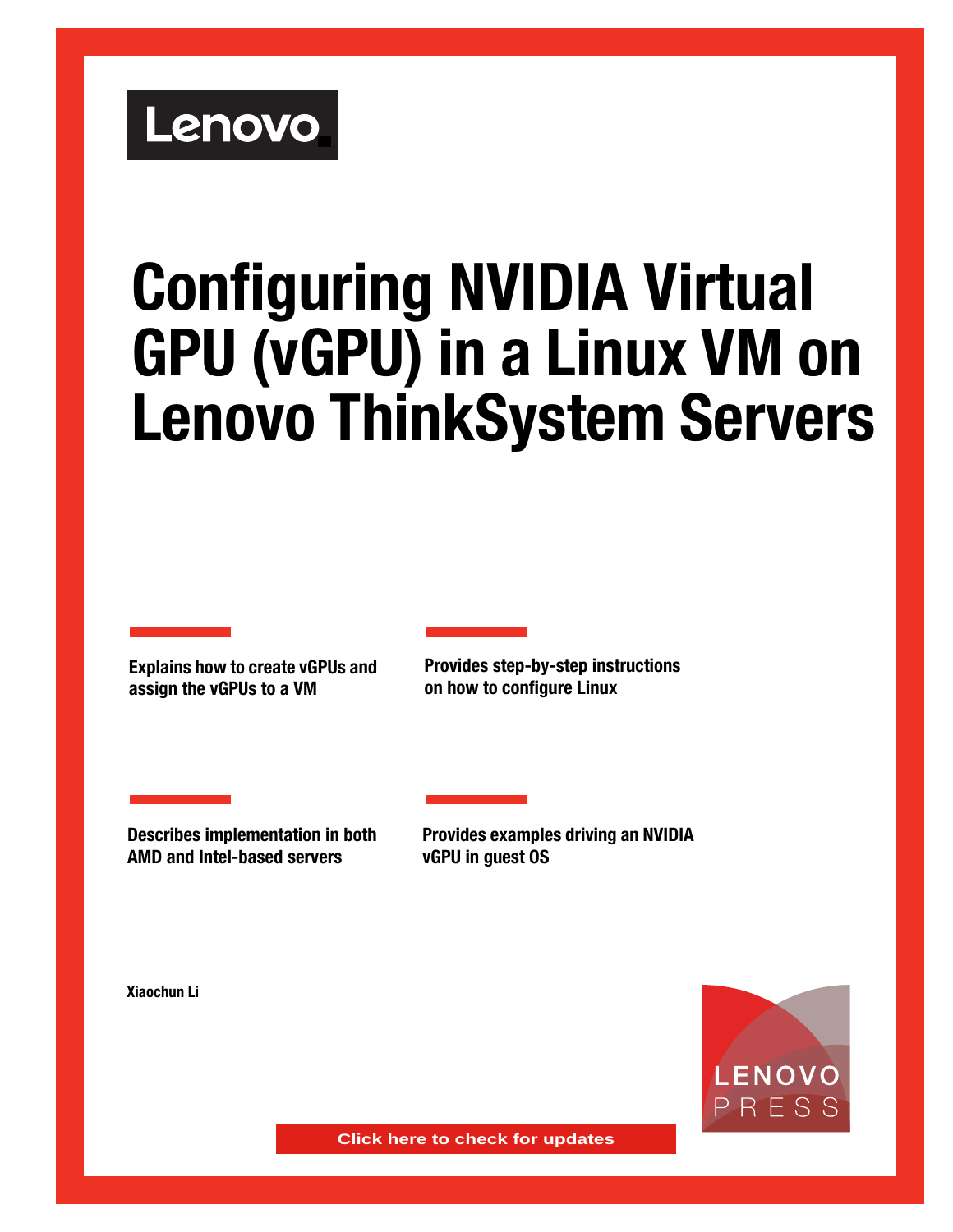Lenovo

# Configuring NVIDIA Virtual GPU (vGPU) in a Linux VM on Lenovo ThinkSystem Servers

**Explains how to create vGPUs and assign the vGPUs to a VM**

**Provides step-by-step instructions on how to configure Linux**

**Describes implementation in both AMD and Intel-based servers**

**Provides examples driving an NVIDIA vGPU in guest OS**

**Xiaochun Li**

LENOVO PRESS

Click here to check for updates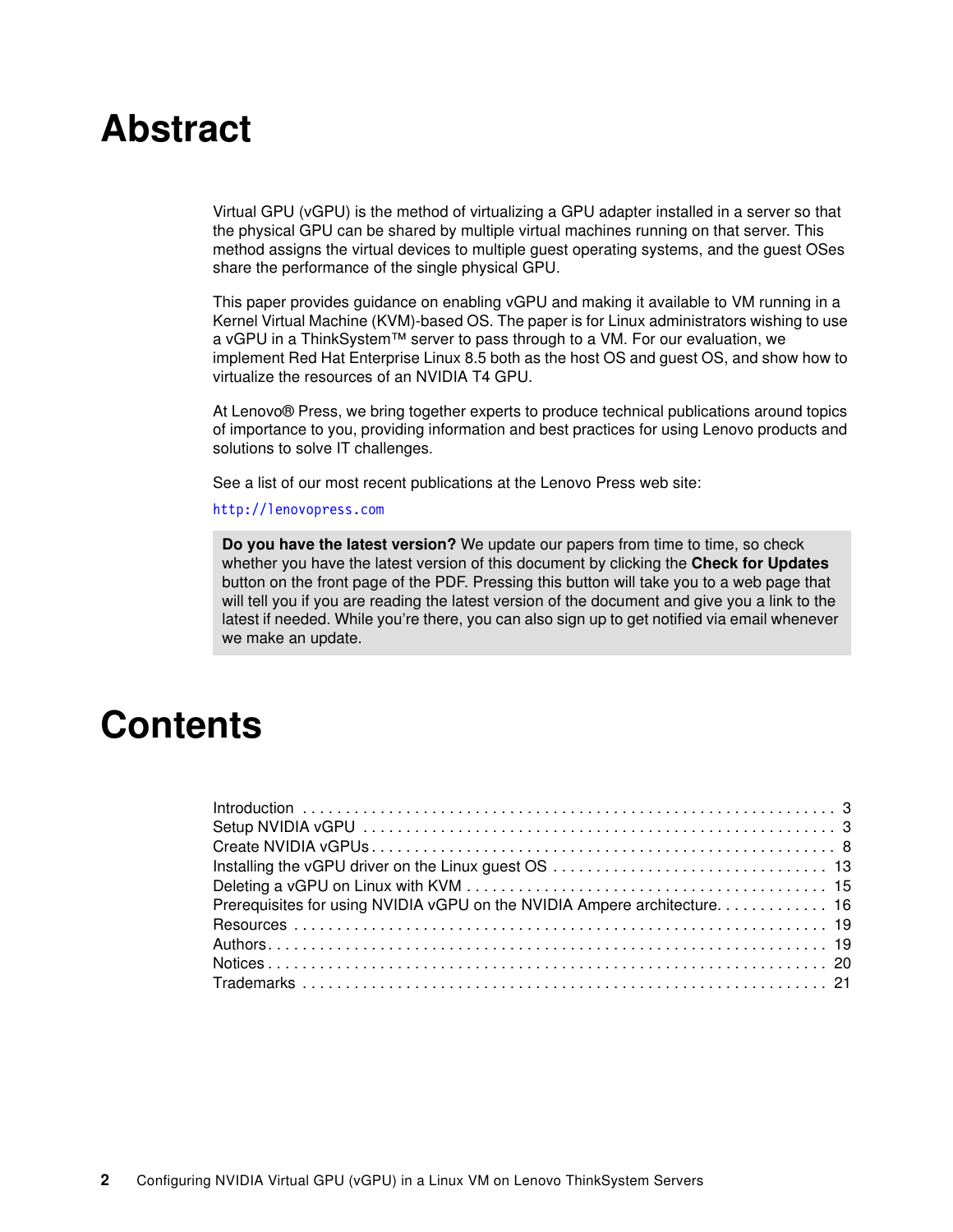# Abstract

Virtual GPU (vGPU) is the method of virtualizing a GPU adapter installed in a server so that the physical GPU can be shared by multiple virtual machines running on that server. This method assigns the virtual devices to multiple guest operating systems, and the guest OSes share the performance of the single physical GPU.

This paper provides guidance on enabling vGPU and making it available to VM running in a Kernel Virtual Machine (KVM)-based OS. The paper is for Linux administrators wishing to use a vGPU in a ThinkSystem™ server to pass through to a VM. For our evaluation, we implement Red Hat Enterprise Linux 8.5 both as the host OS and guest OS, and show how to virtualize the resources of an NVIDIA T4 GPU.

At Lenovo® Press, we bring together experts to produce technical publications around topics of importance to you, providing information and best practices for using Lenovo products and solutions to solve IT challenges.

See a list of our most recent publications at the Lenovo Press web site:

http://lenovopress.com

> **Do you have the latest version?** We update our papers from time to time, so check whether you have the latest version of this document by clicking the **Check for Updates** button on the front page of the PDF. Pressing this button will take you to a web page that will tell you if you are reading the latest version of the document and give you a link to the latest if needed. While you're there, you can also sign up to get notified via email whenever we make an update.

# Contents

| | |
|---|---|
| Introduction | 3 |
| Setup NVIDIA vGPU | 3 |
| Create NVIDIA vGPUs | 8 |
| Installing the vGPU driver on the Linux guest OS | 13 |
| Deleting a vGPU on Linux with KVM | 15 |
| Prerequisites for using NVIDIA vGPU on the NVIDIA Ampere architecture | 16 |
| Resources | 19 |
| Authors | 19 |
| Notices | 20 |
| Trademarks | 21 |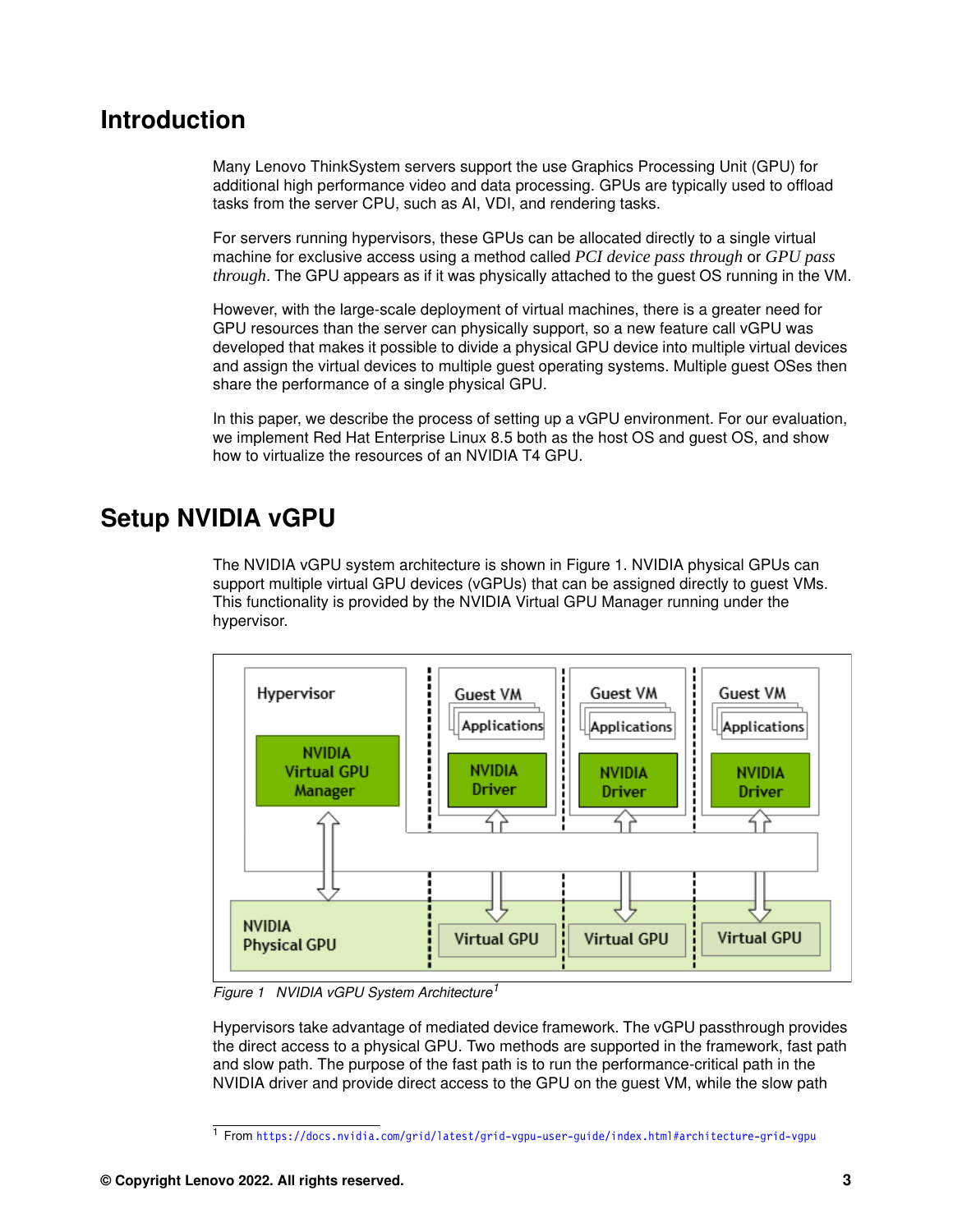# Introduction

Many Lenovo ThinkSystem servers support the use Graphics Processing Unit (GPU) for additional high performance video and data processing. GPUs are typically used to offload tasks from the server CPU, such as AI, VDI, and rendering tasks.

For servers running hypervisors, these GPUs can be allocated directly to a single virtual machine for exclusive access using a method called *PCI device pass through* or *GPU pass through*. The GPU appears as if it was physically attached to the guest OS running in the VM.

However, with the large-scale deployment of virtual machines, there is a greater need for GPU resources than the server can physically support, so a new feature call vGPU was developed that makes it possible to divide a physical GPU device into multiple virtual devices and assign the virtual devices to multiple guest operating systems. Multiple guest OSes then share the performance of a single physical GPU.

In this paper, we describe the process of setting up a vGPU environment. For our evaluation, we implement Red Hat Enterprise Linux 8.5 both as the host OS and guest OS, and show how to virtualize the resources of an NVIDIA T4 GPU.

# Setup NVIDIA vGPU

The NVIDIA vGPU system architecture is shown in Figure 1. NVIDIA physical GPUs can support multiple virtual GPU devices (vGPUs) that can be assigned directly to guest VMs. This functionality is provided by the NVIDIA Virtual GPU Manager running under the hypervisor.

*Figure 1 NVIDIA vGPU System Architecture*[1]

Hypervisors take advantage of mediated device framework. The vGPU passthrough provides the direct access to a physical GPU. Two methods are supported in the framework, fast path and slow path. The purpose of the fast path is to run the performance-critical path in the NVIDIA driver and provide direct access to the GPU on the guest VM, while the slow path

1 From https://docs.nvidia.com/grid/latest/grid-vgpu-user-guide/index.html#architecture-grid-vgpu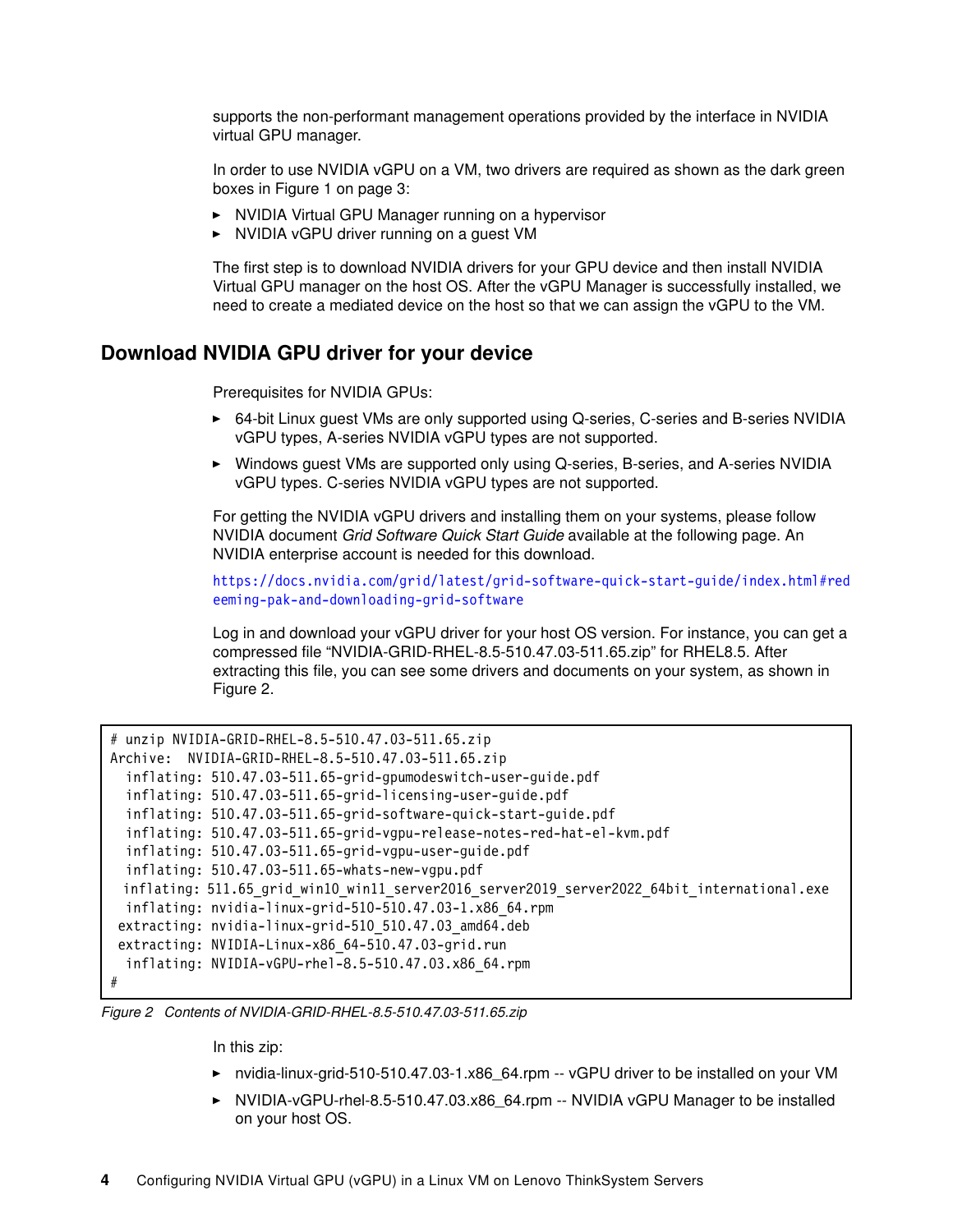supports the non-performant management operations provided by the interface in NVIDIA virtual GPU manager.

In order to use NVIDIA vGPU on a VM, two drivers are required as shown as the dark green boxes in Figure 1 on page 3:

- NVIDIA Virtual GPU Manager running on a hypervisor
- NVIDIA vGPU driver running on a guest VM

The first step is to download NVIDIA drivers for your GPU device and then install NVIDIA Virtual GPU manager on the host OS. After the vGPU Manager is successfully installed, we need to create a mediated device on the host so that we can assign the vGPU to the VM.

## Download NVIDIA GPU driver for your device

Prerequisites for NVIDIA GPUs:

- 64-bit Linux guest VMs are only supported using Q-series, C-series and B-series NVIDIA vGPU types, A-series NVIDIA vGPU types are not supported.
- Windows guest VMs are supported only using Q-series, B-series, and A-series NVIDIA vGPU types. C-series NVIDIA vGPU types are not supported.

For getting the NVIDIA vGPU drivers and installing them on your systems, please follow NVIDIA document *Grid Software Quick Start Guide* available at the following page. An NVIDIA enterprise account is needed for this download.

https://docs.nvidia.com/grid/latest/grid-software-quick-start-guide/index.html#redeeming-pak-and-downloading-grid-software

Log in and download your vGPU driver for your host OS version. For instance, you can get a compressed file “NVIDIA-GRID-RHEL-8.5-510.47.03-511.65.zip” for RHEL8.5. After extracting this file, you can see some drivers and documents on your system, as shown in Figure 2.

```
# unzip NVIDIA-GRID-RHEL-8.5-510.47.03-511.65.zip
Archive:  NVIDIA-GRID-RHEL-8.5-510.47.03-511.65.zip
  inflating: 510.47.03-511.65-grid-gpumodeswitch-user-guide.pdf
  inflating: 510.47.03-511.65-grid-licensing-user-guide.pdf
  inflating: 510.47.03-511.65-grid-software-quick-start-guide.pdf
  inflating: 510.47.03-511.65-grid-vgpu-release-notes-red-hat-el-kvm.pdf
  inflating: 510.47.03-511.65-grid-vgpu-user-guide.pdf
  inflating: 510.47.03-511.65-whats-new-vgpu.pdf
  inflating: 511.65_grid_win10_win11_server2016_server2019_server2022_64bit_international.exe
  inflating: nvidia-linux-grid-510-510.47.03-1.x86_64.rpm
 extracting: nvidia-linux-grid-510_510.47.03_amd64.deb
 extracting: NVIDIA-Linux-x86_64-510.47.03-grid.run
  inflating: NVIDIA-vGPU-rhel-8.5-510.47.03.x86_64.rpm
#
```

*Figure 2 Contents of NVIDIA-GRID-RHEL-8.5-510.47.03-511.65.zip*

In this zip:

- nvidia-linux-grid-510-510.47.03-1.x86_64.rpm -- vGPU driver to be installed on your VM
- NVIDIA-vGPU-rhel-8.5-510.47.03.x86_64.rpm -- NVIDIA vGPU Manager to be installed on your host OS.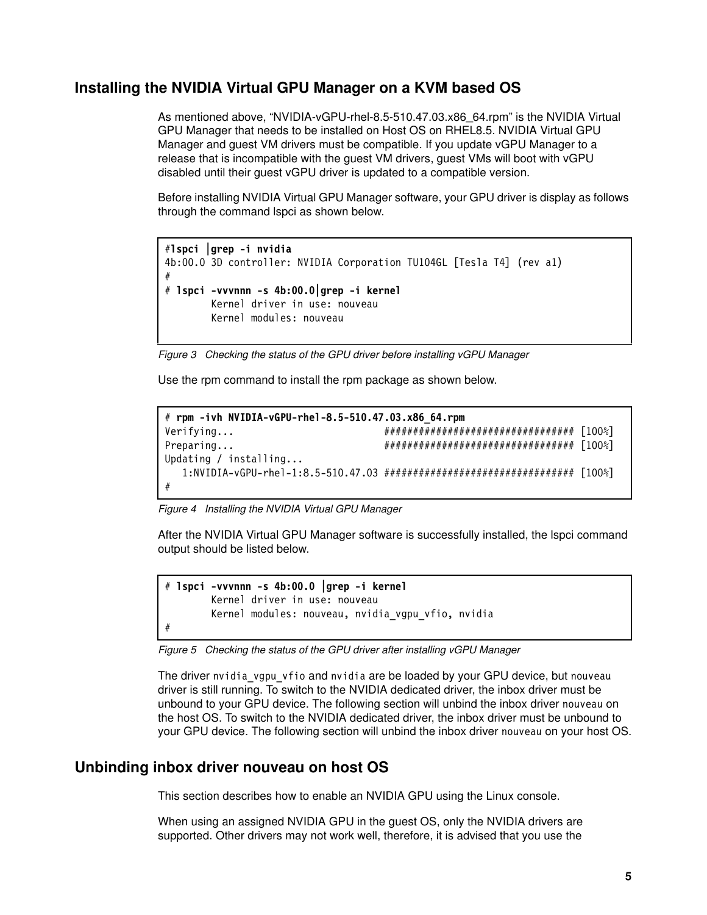## Installing the NVIDIA Virtual GPU Manager on a KVM based OS

As mentioned above, “NVIDIA-vGPU-rhel-8.5-510.47.03.x86_64.rpm” is the NVIDIA Virtual GPU Manager that needs to be installed on Host OS on RHEL8.5. NVIDIA Virtual GPU Manager and guest VM drivers must be compatible. If you update vGPU Manager to a release that is incompatible with the guest VM drivers, guest VMs will boot with vGPU disabled until their guest vGPU driver is updated to a compatible version.

Before installing NVIDIA Virtual GPU Manager software, your GPU driver is display as follows through the command lspci as shown below.

```
#lspci |grep -i nvidia
4b:00.0 3D controller: NVIDIA Corporation TU104GL [Tesla T4] (rev a1)
#
# lspci -vvvnnn -s 4b:00.0|grep -i kernel
        Kernel driver in use: nouveau
        Kernel modules: nouveau
```

*Figure 3 Checking the status of the GPU driver before installing vGPU Manager*

Use the rpm command to install the rpm package as shown below.

```
# rpm -ivh NVIDIA-vGPU-rhel-8.5-510.47.03.x86_64.rpm
Verifying...                          ################################# [100%]
Preparing...                          ################################# [100%]
Updating / installing...
   1:NVIDIA-vGPU-rhel-1:8.5-510.47.03 ################################# [100%]
#
```

*Figure 4 Installing the NVIDIA Virtual GPU Manager*

After the NVIDIA Virtual GPU Manager software is successfully installed, the lspci command output should be listed below.

```
# lspci -vvvnnn -s 4b:00.0 |grep -i kernel
        Kernel driver in use: nouveau
        Kernel modules: nouveau, nvidia_vgpu_vfio, nvidia
#
```

*Figure 5 Checking the status of the GPU driver after installing vGPU Manager*

The driver `nvidia_vgpu_vfio` and `nvidia` are be loaded by your GPU device, but `nouveau` driver is still running. To switch to the NVIDIA dedicated driver, the inbox driver must be unbound to your GPU device. The following section will unbind the inbox driver `nouveau` on the host OS. To switch to the NVIDIA dedicated driver, the inbox driver must be unbound to your GPU device. The following section will unbind the inbox driver `nouveau` on your host OS.

## Unbinding inbox driver nouveau on host OS

This section describes how to enable an NVIDIA GPU using the Linux console.

When using an assigned NVIDIA GPU in the guest OS, only the NVIDIA drivers are supported. Other drivers may not work well, therefore, it is advised that you use the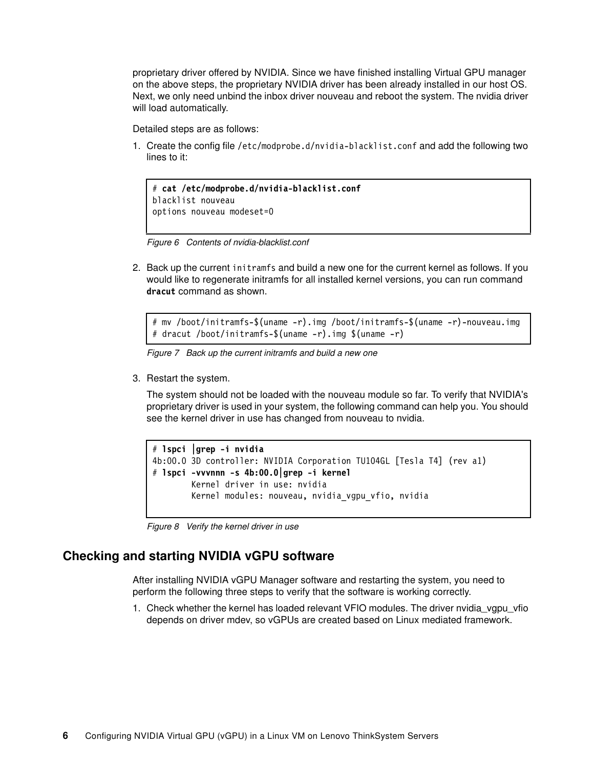proprietary driver offered by NVIDIA. Since we have finished installing Virtual GPU manager on the above steps, the proprietary NVIDIA driver has been already installed in our host OS. Next, we only need unbind the inbox driver nouveau and reboot the system. The nvidia driver will load automatically.

Detailed steps are as follows:

1. Create the config file `/etc/modprobe.d/nvidia-blacklist.conf` and add the following two lines to it:

```
# cat /etc/modprobe.d/nvidia-blacklist.conf
blacklist nouveau
options nouveau modeset=0
```

*Figure 6 Contents of nvidia-blacklist.conf*

2. Back up the current `initramfs` and build a new one for the current kernel as follows. If you would like to regenerate initramfs for all installed kernel versions, you can run command **dracut** command as shown.

```
# mv /boot/initramfs-$(uname -r).img /boot/initramfs-$(uname -r)-nouveau.img
# dracut /boot/initramfs-$(uname -r).img $(uname -r)
```

*Figure 7 Back up the current initramfs and build a new one*

3. Restart the system.

   The system should not be loaded with the nouveau module so far. To verify that NVIDIA's proprietary driver is used in your system, the following command can help you. You should see the kernel driver in use has changed from nouveau to nvidia.

```
# lspci |grep -i nvidia
4b:00.0 3D controller: NVIDIA Corporation TU104GL [Tesla T4] (rev a1)
# lspci -vvvnnn -s 4b:00.0|grep -i kernel
        Kernel driver in use: nvidia
        Kernel modules: nouveau, nvidia_vgpu_vfio, nvidia
```

*Figure 8 Verify the kernel driver in use*

## Checking and starting NVIDIA vGPU software

After installing NVIDIA vGPU Manager software and restarting the system, you need to perform the following three steps to verify that the software is working correctly.

1. Check whether the kernel has loaded relevant VFIO modules. The driver nvidia_vgpu_vfio depends on driver mdev, so vGPUs are created based on Linux mediated framework.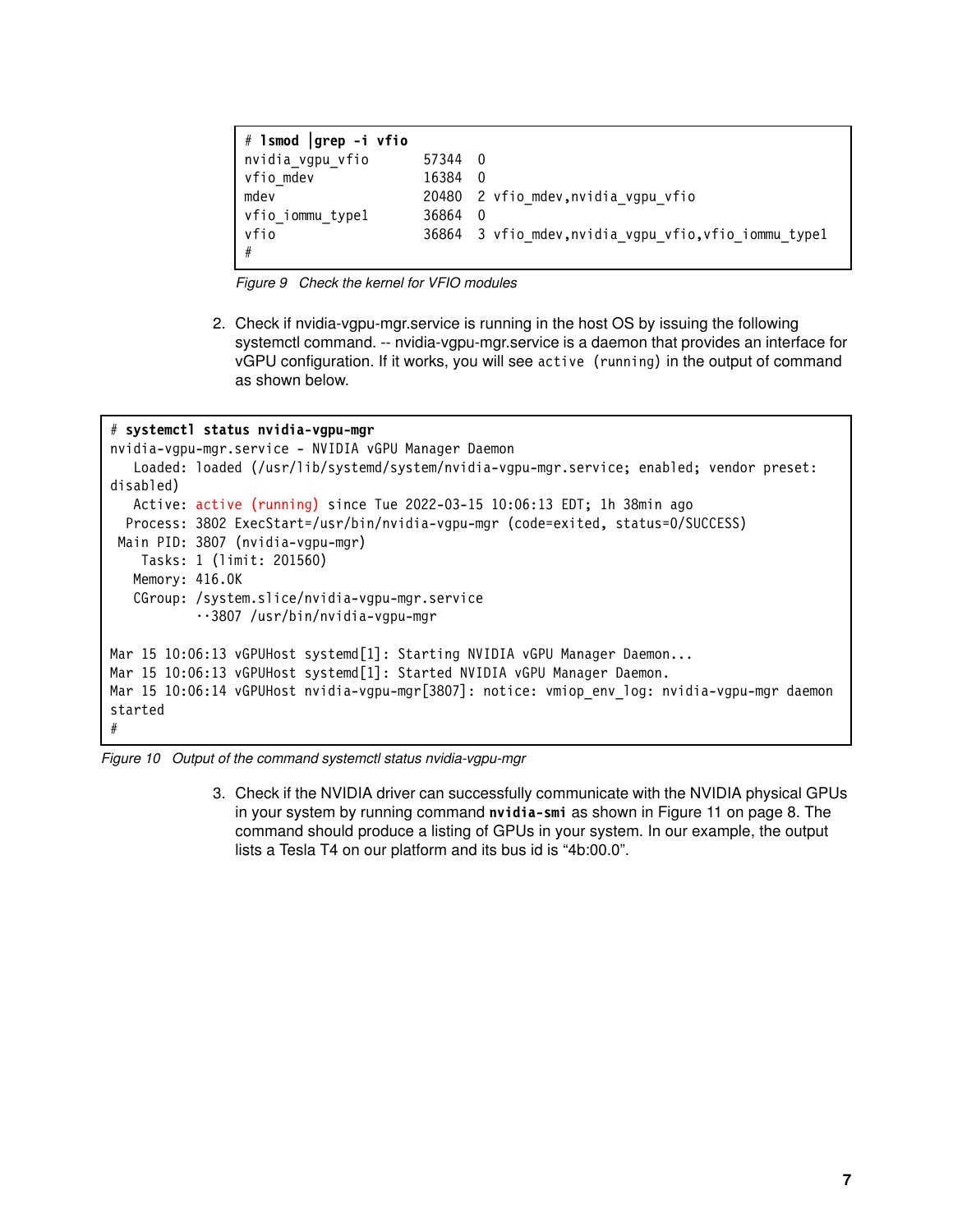```
# lsmod |grep -i vfio
nvidia_vgpu_vfio       57344  0
vfio_mdev              16384  0
mdev                   20480  2 vfio_mdev,nvidia_vgpu_vfio
vfio_iommu_type1       36864  0
vfio                   36864  3 vfio_mdev,nvidia_vgpu_vfio,vfio_iommu_type1
#
```

*Figure 9 Check the kernel for VFIO modules*

2. Check if nvidia-vgpu-mgr.service is running in the host OS by issuing the following systemctl command. -- nvidia-vgpu-mgr.service is a daemon that provides an interface for vGPU configuration. If it works, you will see `active (running)` in the output of command as shown below.

```
# systemctl status nvidia-vgpu-mgr
nvidia-vgpu-mgr.service - NVIDIA vGPU Manager Daemon
   Loaded: loaded (/usr/lib/systemd/system/nvidia-vgpu-mgr.service; enabled; vendor preset:
disabled)
   Active: active (running) since Tue 2022-03-15 10:06:13 EDT; 1h 38min ago
  Process: 3802 ExecStart=/usr/bin/nvidia-vgpu-mgr (code=exited, status=0/SUCCESS)
 Main PID: 3807 (nvidia-vgpu-mgr)
    Tasks: 1 (limit: 201560)
   Memory: 416.0K
   CGroup: /system.slice/nvidia-vgpu-mgr.service
           ••3807 /usr/bin/nvidia-vgpu-mgr

Mar 15 10:06:13 vGPUHost systemd[1]: Starting NVIDIA vGPU Manager Daemon...
Mar 15 10:06:13 vGPUHost systemd[1]: Started NVIDIA vGPU Manager Daemon.
Mar 15 10:06:14 vGPUHost nvidia-vgpu-mgr[3807]: notice: vmiop_env_log: nvidia-vgpu-mgr daemon
started
#
```

*Figure 10 Output of the command systemctl status nvidia-vgpu-mgr*

3. Check if the NVIDIA driver can successfully communicate with the NVIDIA physical GPUs in your system by running command **`nvidia-smi`** as shown in Figure 11 on page 8. The command should produce a listing of GPUs in your system. In our example, the output lists a Tesla T4 on our platform and its bus id is “4b:00.0”.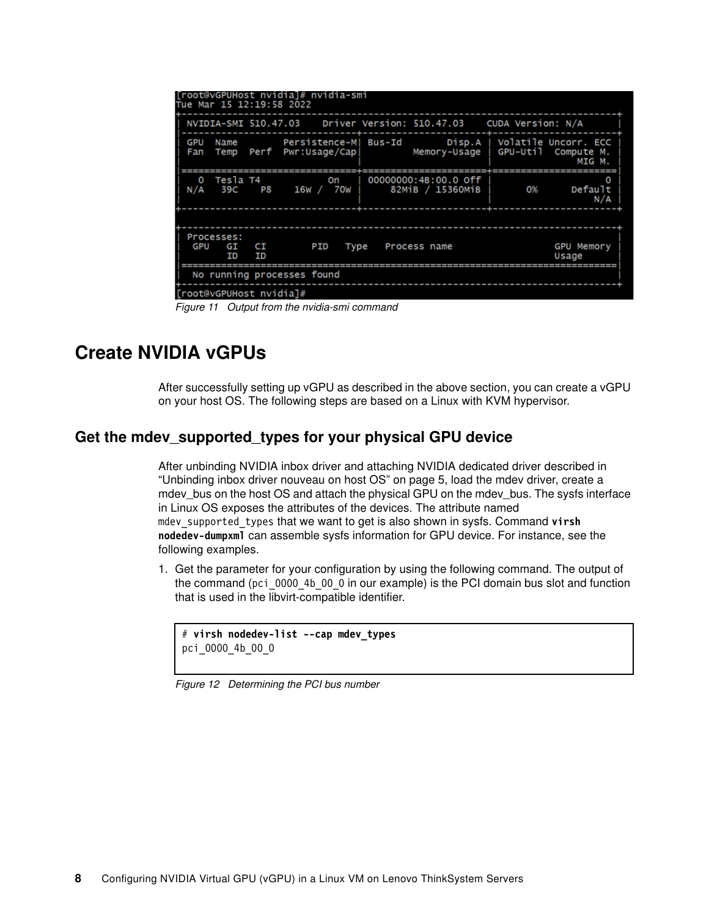```
[root@vGPUHost nvidia]# nvidia-smi
Tue Mar 15 12:19:58 2022
+-----------------------------------------------------------------------------+
| NVIDIA-SMI 510.47.03    Driver Version: 510.47.03    CUDA Version: N/A      |
|-------------------------------+----------------------+----------------------+
| GPU  Name        Persistence-M| Bus-Id        Disp.A | Volatile Uncorr. ECC |
| Fan  Temp  Perf  Pwr:Usage/Cap|         Memory-Usage | GPU-Util  Compute M. |
|                               |                      |               MIG M. |
|===============================+======================+======================|
|   0  Tesla T4            On   | 00000000:4B:00.0 Off |                    0 |
| N/A   39C    P8    16W /  70W |     82MiB / 15360MiB |      0%      Default |
|                               |                      |                  N/A |
+-------------------------------+----------------------+----------------------+

+-----------------------------------------------------------------------------+
| Processes:                                                                  |
|  GPU   GI   CI        PID   Type   Process name                  GPU Memory |
|        ID   ID                                                   Usage      |
|=============================================================================|
|  No running processes found                                                 |
+-----------------------------------------------------------------------------+
[root@vGPUHost nvidia]#
```

*Figure 11 Output from the nvidia-smi command*

# Create NVIDIA vGPUs

After successfully setting up vGPU as described in the above section, you can create a vGPU on your host OS. The following steps are based on a Linux with KVM hypervisor.

## Get the mdev_supported_types for your physical GPU device

After unbinding NVIDIA inbox driver and attaching NVIDIA dedicated driver described in "Unbinding inbox driver nouveau on host OS" on page 5, load the mdev driver, create a mdev_bus on the host OS and attach the physical GPU on the mdev_bus. The sysfs interface in Linux OS exposes the attributes of the devices. The attribute named `mdev_supported_types` that we want to get is also shown in sysfs. Command **virsh nodedev-dumpxml** can assemble sysfs information for GPU device. For instance, see the following examples.

1. Get the parameter for your configuration by using the following command. The output of the command (`pci_0000_4b_00_0` in our example) is the PCI domain bus slot and function that is used in the libvirt-compatible identifier.

```
# virsh nodedev-list --cap mdev_types
pci_0000_4b_00_0
```

*Figure 12 Determining the PCI bus number*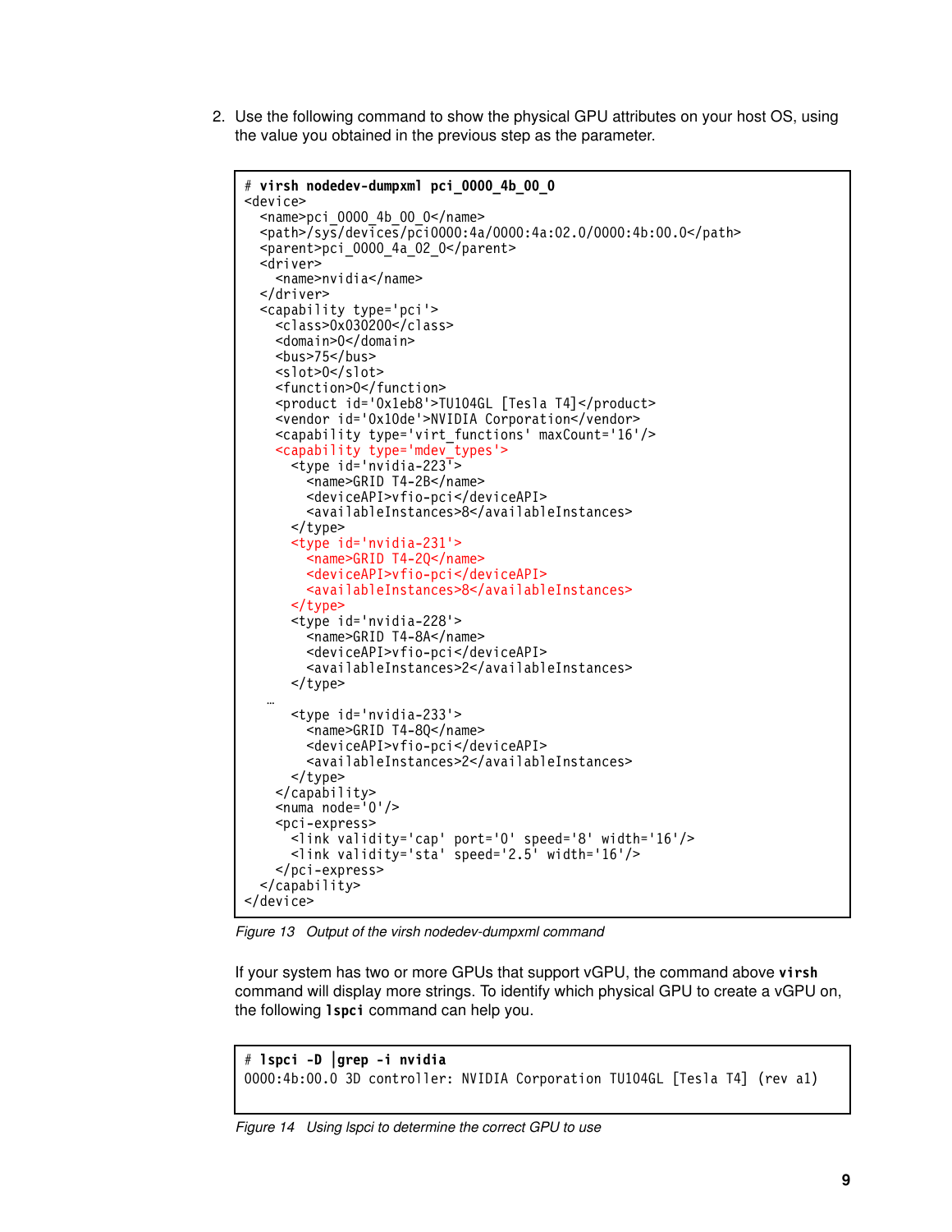2. Use the following command to show the physical GPU attributes on your host OS, using the value you obtained in the previous step as the parameter.

```
# virsh nodedev-dumpxml pci_0000_4b_00_0
<device>
  <name>pci_0000_4b_00_0</name>
  <path>/sys/devices/pci0000:4a/0000:4a:02.0/0000:4b:00.0</path>
  <parent>pci_0000_4a_02_0</parent>
  <driver>
    <name>nvidia</name>
  </driver>
  <capability type='pci'>
    <class>0x030200</class>
    <domain>0</domain>
    <bus>75</bus>
    <slot>0</slot>
    <function>0</function>
    <product id='0x1eb8'>TU104GL [Tesla T4]</product>
    <vendor id='0x10de'>NVIDIA Corporation</vendor>
    <capability type='virt_functions' maxCount='16'/>
    <capability type='mdev_types'>
      <type id='nvidia-223'>
        <name>GRID T4-2B</name>
        <deviceAPI>vfio-pci</deviceAPI>
        <availableInstances>8</availableInstances>
      </type>
      <type id='nvidia-231'>
        <name>GRID T4-2Q</name>
        <deviceAPI>vfio-pci</deviceAPI>
        <availableInstances>8</availableInstances>
      </type>
      <type id='nvidia-228'>
        <name>GRID T4-8A</name>
        <deviceAPI>vfio-pci</deviceAPI>
        <availableInstances>2</availableInstances>
      </type>
   …
      <type id='nvidia-233'>
        <name>GRID T4-8Q</name>
        <deviceAPI>vfio-pci</deviceAPI>
        <availableInstances>2</availableInstances>
      </type>
    </capability>
    <numa node='0'/>
    <pci-express>
      <link validity='cap' port='0' speed='8' width='16'/>
      <link validity='sta' speed='2.5' width='16'/>
    </pci-express>
  </capability>
</device>
```

*Figure 13 Output of the virsh nodedev-dumpxml command*

If your system has two or more GPUs that support vGPU, the command above **virsh** command will display more strings. To identify which physical GPU to create a vGPU on, the following **lspci** command can help you.

```
# lspci -D |grep -i nvidia
0000:4b:00.0 3D controller: NVIDIA Corporation TU104GL [Tesla T4] (rev a1)
```

*Figure 14 Using lspci to determine the correct GPU to use*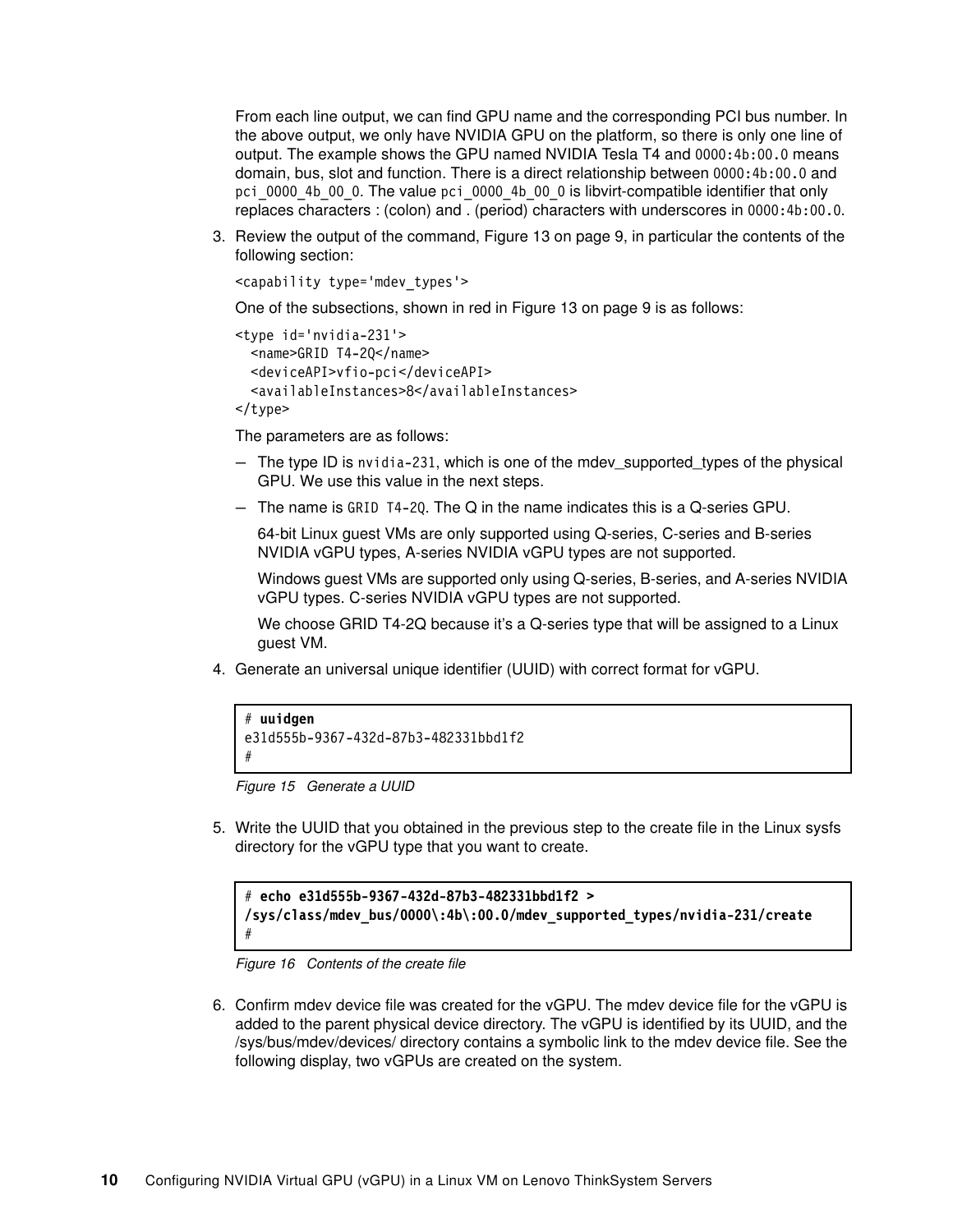From each line output, we can find GPU name and the corresponding PCI bus number. In the above output, we only have NVIDIA GPU on the platform, so there is only one line of output. The example shows the GPU named NVIDIA Tesla T4 and `0000:4b:00.0` means domain, bus, slot and function. There is a direct relationship between `0000:4b:00.0` and `pci_0000_4b_00_0`. The value `pci_0000_4b_00_0` is libvirt-compatible identifier that only replaces characters : (colon) and . (period) characters with underscores in `0000:4b:00.0`.

3. Review the output of the command, Figure 13 on page 9, in particular the contents of the following section:

   ```
   <capability type='mdev_types'>
   ```

   One of the subsections, shown in red in Figure 13 on page 9 is as follows:

   ```
   <type id='nvidia-231'>
     <name>GRID T4-2Q</name>
     <deviceAPI>vfio-pci</deviceAPI>
     <availableInstances>8</availableInstances>
   </type>
   ```

   The parameters are as follows:

   – The type ID is `nvidia-231`, which is one of the mdev_supported_types of the physical GPU. We use this value in the next steps.

   – The name is `GRID T4-2Q`. The Q in the name indicates this is a Q-series GPU.

     64-bit Linux guest VMs are only supported using Q-series, C-series and B-series NVIDIA vGPU types, A-series NVIDIA vGPU types are not supported.

     Windows guest VMs are supported only using Q-series, B-series, and A-series NVIDIA vGPU types. C-series NVIDIA vGPU types are not supported.

     We choose GRID T4-2Q because it's a Q-series type that will be assigned to a Linux guest VM.

4. Generate an universal unique identifier (UUID) with correct format for vGPU.

   ```
   # uuidgen
   e31d555b-9367-432d-87b3-482331bbd1f2
   #
   ```

   *Figure 15 Generate a UUID*

5. Write the UUID that you obtained in the previous step to the create file in the Linux sysfs directory for the vGPU type that you want to create.

   ```
   # echo e31d555b-9367-432d-87b3-482331bbd1f2 >
   /sys/class/mdev_bus/0000\:4b\:00.0/mdev_supported_types/nvidia-231/create
   #
   ```

   *Figure 16 Contents of the create file*

6. Confirm mdev device file was created for the vGPU. The mdev device file for the vGPU is added to the parent physical device directory. The vGPU is identified by its UUID, and the /sys/bus/mdev/devices/ directory contains a symbolic link to the mdev device file. See the following display, two vGPUs are created on the system.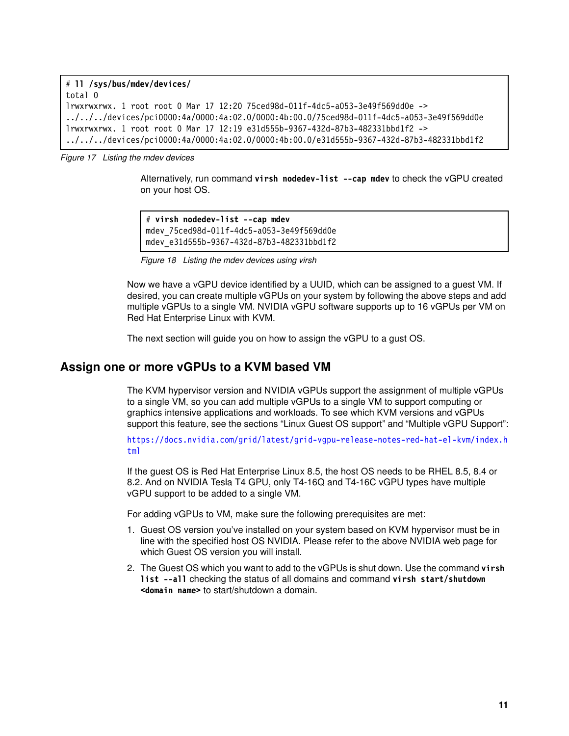```
# ll /sys/bus/mdev/devices/
total 0
lrwxrwxrwx. 1 root root 0 Mar 17 12:20 75ced98d-011f-4dc5-a053-3e49f569dd0e ->
../../../devices/pci0000:4a/0000:4a:02.0/0000:4b:00.0/75ced98d-011f-4dc5-a053-3e49f569dd0e
lrwxrwxrwx. 1 root root 0 Mar 17 12:19 e31d555b-9367-432d-87b3-482331bbd1f2 ->
../../../devices/pci0000:4a/0000:4a:02.0/0000:4b:00.0/e31d555b-9367-432d-87b3-482331bbd1f2
```

*Figure 17 Listing the mdev devices*

Alternatively, run command **virsh nodedev-list --cap mdev** to check the vGPU created on your host OS.

```
# virsh nodedev-list --cap mdev
mdev_75ced98d-011f-4dc5-a053-3e49f569dd0e
mdev_e31d555b-9367-432d-87b3-482331bbd1f2
```

*Figure 18 Listing the mdev devices using virsh*

Now we have a vGPU device identified by a UUID, which can be assigned to a guest VM. If desired, you can create multiple vGPUs on your system by following the above steps and add multiple vGPUs to a single VM. NVIDIA vGPU software supports up to 16 vGPUs per VM on Red Hat Enterprise Linux with KVM.

The next section will guide you on how to assign the vGPU to a gust OS.

## Assign one or more vGPUs to a KVM based VM

The KVM hypervisor version and NVIDIA vGPUs support the assignment of multiple vGPUs to a single VM, so you can add multiple vGPUs to a single VM to support computing or graphics intensive applications and workloads. To see which KVM versions and vGPUs support this feature, see the sections “Linux Guest OS support” and “Multiple vGPU Support”:

https://docs.nvidia.com/grid/latest/grid-vgpu-release-notes-red-hat-el-kvm/index.html

If the guest OS is Red Hat Enterprise Linux 8.5, the host OS needs to be RHEL 8.5, 8.4 or 8.2. And on NVIDIA Tesla T4 GPU, only T4-16Q and T4-16C vGPU types have multiple vGPU support to be added to a single VM.

For adding vGPUs to VM, make sure the following prerequisites are met:

1. Guest OS version you’ve installed on your system based on KVM hypervisor must be in line with the specified host OS NVIDIA. Please refer to the above NVIDIA web page for which Guest OS version you will install.
2. The Guest OS which you want to add to the vGPUs is shut down. Use the command **virsh list --all** checking the status of all domains and command **virsh start/shutdown <domain name>** to start/shutdown a domain.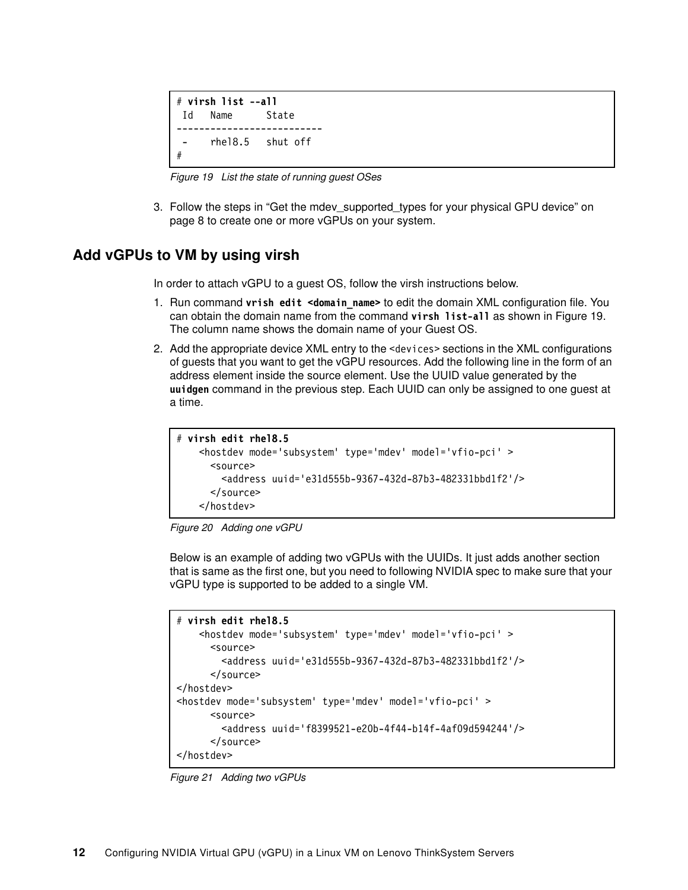```
# virsh list --all
 Id   Name      State
--------------------------
 -    rhel8.5   shut off
#
```

*Figure 19   List the state of running guest OSes*

3. Follow the steps in “Get the mdev_supported_types for your physical GPU device” on page 8 to create one or more vGPUs on your system.

## Add vGPUs to VM by using virsh

In order to attach vGPU to a guest OS, follow the virsh instructions below.

1. Run command **vrish edit <domain_name>** to edit the domain XML configuration file. You can obtain the domain name from the command **virsh list-all** as shown in Figure 19. The column name shows the domain name of your Guest OS.
2. Add the appropriate device XML entry to the `<devices>` sections in the XML configurations of guests that you want to get the vGPU resources. Add the following line in the form of an address element inside the source element. Use the UUID value generated by the **uuidgen** command in the previous step. Each UUID can only be assigned to one guest at a time.

```
# virsh edit rhel8.5
    <hostdev mode='subsystem' type='mdev' model='vfio-pci' >
      <source>
        <address uuid='e31d555b-9367-432d-87b3-482331bbd1f2'/>
      </source>
    </hostdev>
```

*Figure 20   Adding one vGPU*

Below is an example of adding two vGPUs with the UUIDs. It just adds another section that is same as the first one, but you need to following NVIDIA spec to make sure that your vGPU type is supported to be added to a single VM.

```
# virsh edit rhel8.5
    <hostdev mode='subsystem' type='mdev' model='vfio-pci' >
      <source>
        <address uuid='e31d555b-9367-432d-87b3-482331bbd1f2'/>
      </source>
</hostdev>
<hostdev mode='subsystem' type='mdev' model='vfio-pci' >
      <source>
        <address uuid='f8399521-e20b-4f44-b14f-4af09d594244'/>
      </source>
</hostdev>
```

*Figure 21   Adding two vGPUs*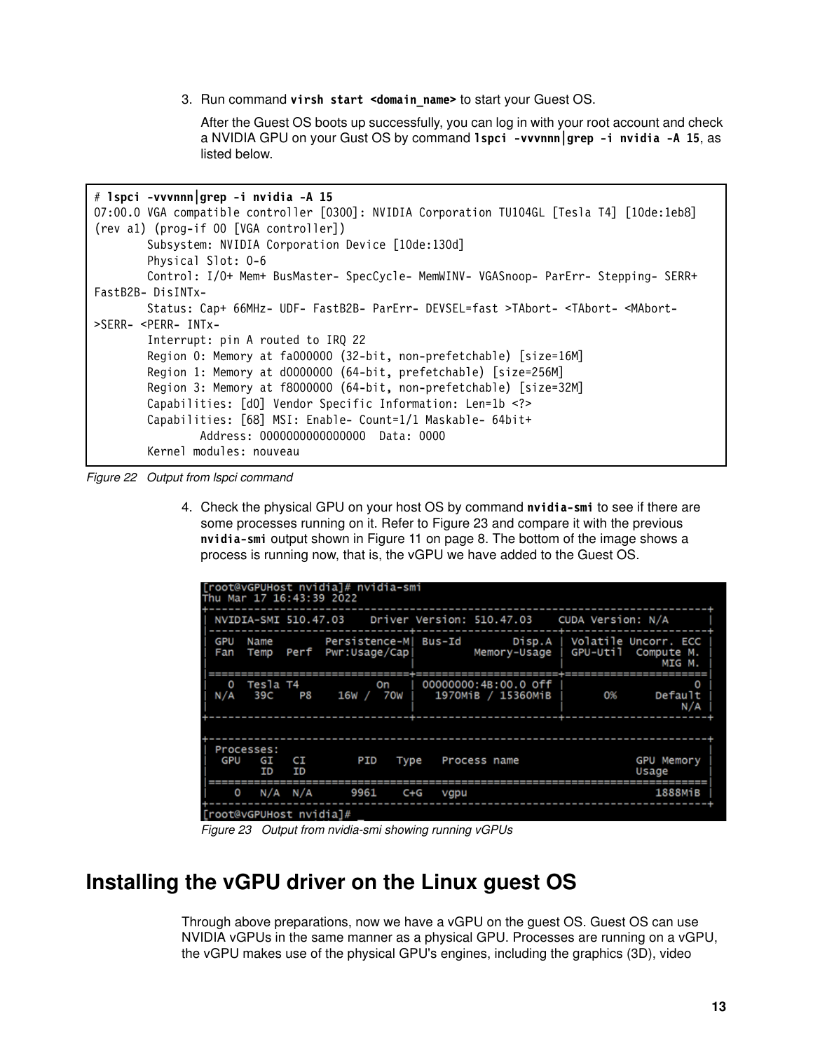3. Run command **virsh start <domain_name>** to start your Guest OS.

   After the Guest OS boots up successfully, you can log in with your root account and check a NVIDIA GPU on your Gust OS by command **lspci -vvvnnn|grep -i nvidia -A 15**, as listed below.

```
# lspci -vvvnnn|grep -i nvidia -A 15
07:00.0 VGA compatible controller [0300]: NVIDIA Corporation TU104GL [Tesla T4] [10de:1eb8]
(rev a1) (prog-if 00 [VGA controller])
        Subsystem: NVIDIA Corporation Device [10de:130d]
        Physical Slot: 0-6
        Control: I/O+ Mem+ BusMaster- SpecCycle- MemWINV- VGASnoop- ParErr- Stepping- SERR+
FastB2B- DisINTx-
        Status: Cap+ 66MHz- UDF- FastB2B- ParErr- DEVSEL=fast >TAbort- <TAbort- <MAbort-
>SERR- <PERR- INTx-
        Interrupt: pin A routed to IRQ 22
        Region 0: Memory at fa000000 (32-bit, non-prefetchable) [size=16M]
        Region 1: Memory at d0000000 (64-bit, prefetchable) [size=256M]
        Region 3: Memory at f8000000 (64-bit, non-prefetchable) [size=32M]
        Capabilities: [d0] Vendor Specific Information: Len=1b <?>
        Capabilities: [68] MSI: Enable- Count=1/1 Maskable- 64bit+
                Address: 0000000000000000  Data: 0000
        Kernel modules: nouveau
```

*Figure 22 Output from lspci command*

4. Check the physical GPU on your host OS by command **nvidia-smi** to see if there are some processes running on it. Refer to Figure 23 and compare it with the previous **nvidia-smi** output shown in Figure 11 on page 8. The bottom of the image shows a process is running now, that is, the vGPU we have added to the Guest OS.

```
[root@vGPUHost nvidia]# nvidia-smi
Thu Mar 17 16:43:39 2022
+-----------------------------------------------------------------------------+
| NVIDIA-SMI 510.47.03    Driver Version: 510.47.03    CUDA Version: N/A      |
|-------------------------------+----------------------+----------------------+
| GPU  Name        Persistence-M| Bus-Id        Disp.A | Volatile Uncorr. ECC |
| Fan  Temp  Perf  Pwr:Usage/Cap|         Memory-Usage | GPU-Util  Compute M. |
|                               |                      |               MIG M. |
|===============================+======================+======================|
|   0  Tesla T4            On   | 00000000:4B:00.0 Off |                    0 |
| N/A   39C    P8    16W /  70W |   1970MiB / 15360MiB |      0%      Default |
|                               |                      |                  N/A |
+-------------------------------+----------------------+----------------------+

+-----------------------------------------------------------------------------+
| Processes:                                                                  |
|  GPU   GI   CI        PID   Type   Process name                  GPU Memory |
|        ID   ID                                                   Usage      |
|=============================================================================|
|    0   N/A  N/A      9961    C+G   vgpu                             1888MiB |
+-----------------------------------------------------------------------------+
[root@vGPUHost nvidia]# _
```

*Figure 23 Output from nvidia-smi showing running vGPUs*

# Installing the vGPU driver on the Linux guest OS

Through above preparations, now we have a vGPU on the guest OS. Guest OS can use NVIDIA vGPUs in the same manner as a physical GPU. Processes are running on a vGPU, the vGPU makes use of the physical GPU's engines, including the graphics (3D), video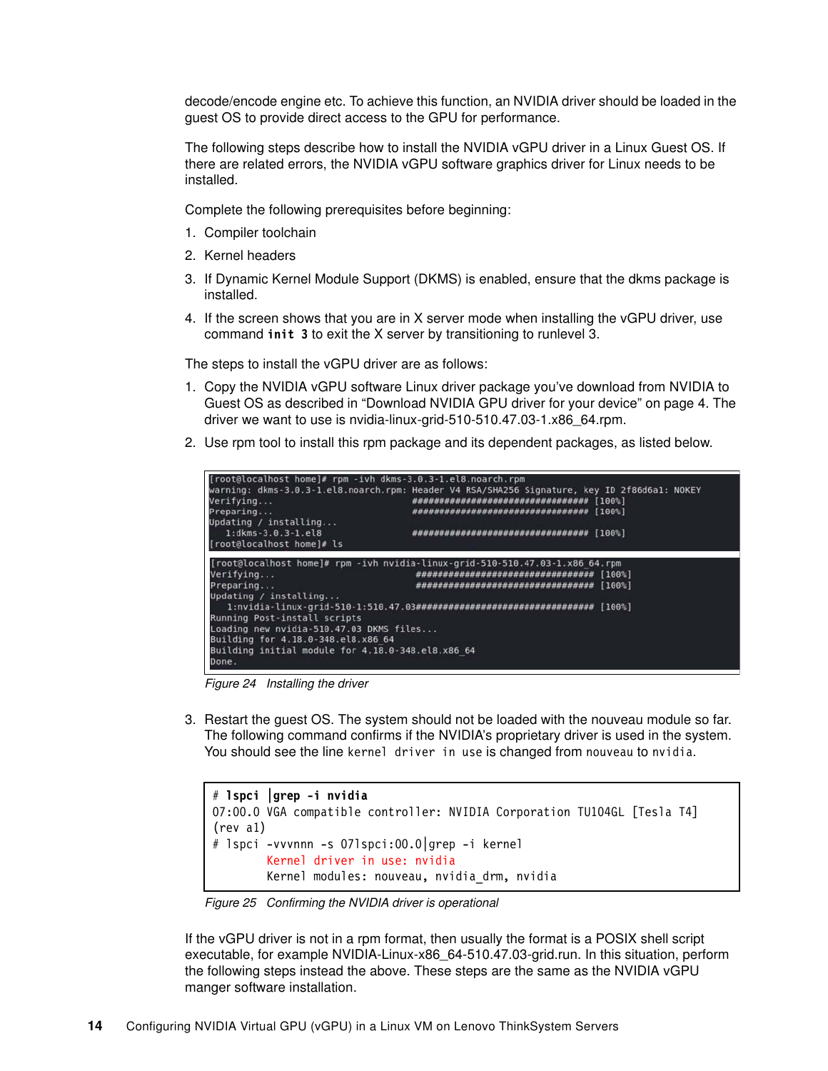decode/encode engine etc. To achieve this function, an NVIDIA driver should be loaded in the guest OS to provide direct access to the GPU for performance.

The following steps describe how to install the NVIDIA vGPU driver in a Linux Guest OS. If there are related errors, the NVIDIA vGPU software graphics driver for Linux needs to be installed.

Complete the following prerequisites before beginning:

1. Compiler toolchain
2. Kernel headers
3. If Dynamic Kernel Module Support (DKMS) is enabled, ensure that the dkms package is installed.
4. If the screen shows that you are in X server mode when installing the vGPU driver, use command **init 3** to exit the X server by transitioning to runlevel 3.

The steps to install the vGPU driver are as follows:

1. Copy the NVIDIA vGPU software Linux driver package you've download from NVIDIA to Guest OS as described in "Download NVIDIA GPU driver for your device" on page 4. The driver we want to use is nvidia-linux-grid-510-510.47.03-1.x86_64.rpm.
2. Use rpm tool to install this rpm package and its dependent packages, as listed below.

```
[root@localhost home]# rpm -ivh dkms-3.0.3-1.el8.noarch.rpm
warning: dkms-3.0.3-1.el8.noarch.rpm: Header V4 RSA/SHA256 Signature, key ID 2f86d6a1: NOKEY
Verifying...                          ################################# [100%]
Preparing...                          ################################# [100%]
Updating / installing...
   1:dkms-3.0.3-1.el8                 ################################# [100%]
[root@localhost home]# ls

[root@localhost home]# rpm -ivh nvidia-linux-grid-510-510.47.03-1.x86_64.rpm
Verifying...                          ################################# [100%]
Preparing...                          ################################# [100%]
Updating / installing...
   1:nvidia-linux-grid-510-1:510.47.03################################# [100%]
Running Post-install scripts
Loading new nvidia-510.47.03 DKMS files...
Building for 4.18.0-348.el8.x86_64
Building initial module for 4.18.0-348.el8.x86_64
Done.
```

*Figure 24 Installing the driver*

3. Restart the guest OS. The system should not be loaded with the nouveau module so far. The following command confirms if the NVIDIA's proprietary driver is used in the system. You should see the line `kernel driver in use` is changed from `nouveau` to `nvidia`.

```
# lspci |grep -i nvidia
07:00.0 VGA compatible controller: NVIDIA Corporation TU104GL [Tesla T4]
(rev a1)
# lspci -vvvnnn -s 07lspci:00.0|grep -i kernel
        Kernel driver in use: nvidia
        Kernel modules: nouveau, nvidia_drm, nvidia
```

*Figure 25 Confirming the NVIDIA driver is operational*

If the vGPU driver is not in a rpm format, then usually the format is a POSIX shell script executable, for example NVIDIA-Linux-x86_64-510.47.03-grid.run. In this situation, perform the following steps instead the above. These steps are the same as the NVIDIA vGPU manger software installation.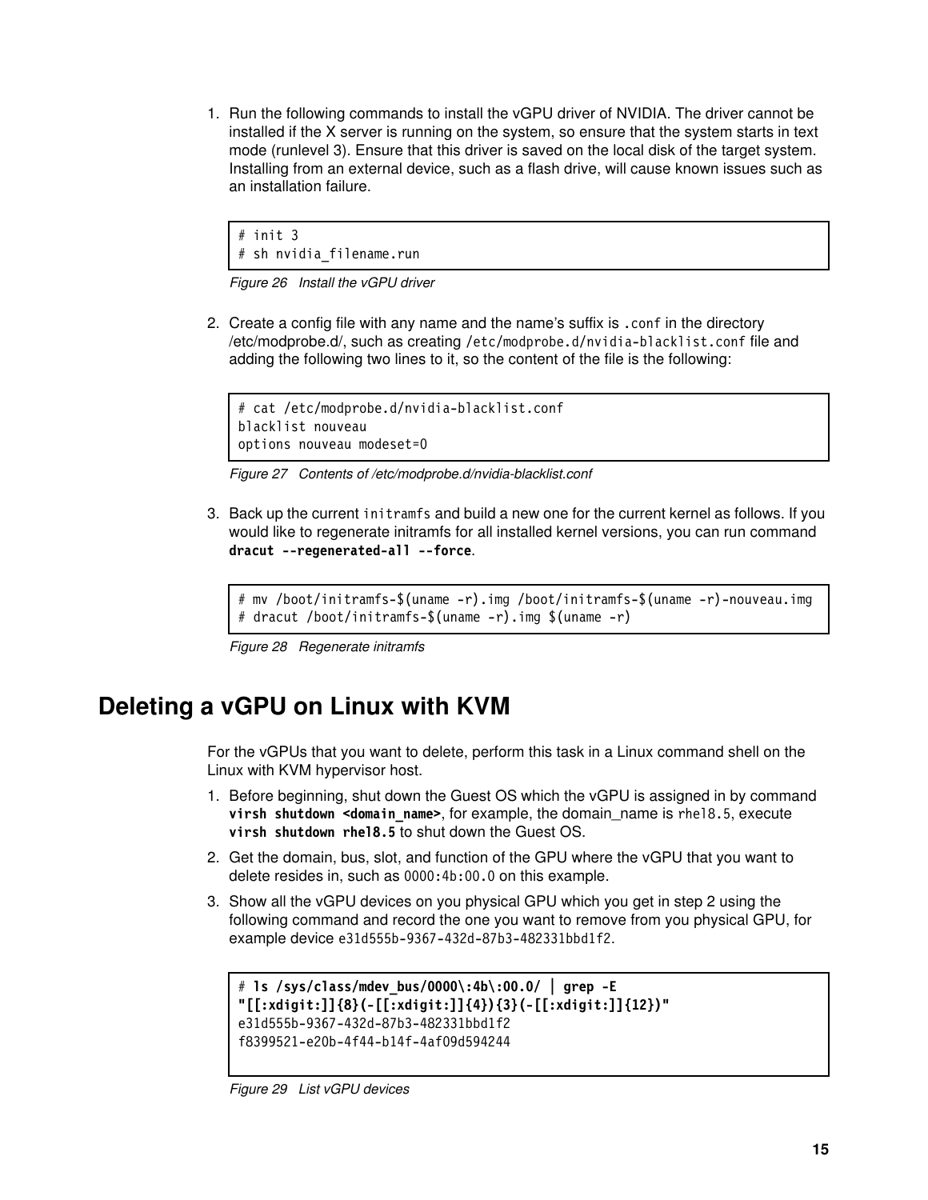1. Run the following commands to install the vGPU driver of NVIDIA. The driver cannot be installed if the X server is running on the system, so ensure that the system starts in text mode (runlevel 3). Ensure that this driver is saved on the local disk of the target system. Installing from an external device, such as a flash drive, will cause known issues such as an installation failure.

```
# init 3
# sh nvidia_filename.run
```

*Figure 26 Install the vGPU driver*

2. Create a config file with any name and the name's suffix is `.conf` in the directory /etc/modprobe.d/, such as creating `/etc/modprobe.d/nvidia-blacklist.conf` file and adding the following two lines to it, so the content of the file is the following:

```
# cat /etc/modprobe.d/nvidia-blacklist.conf
blacklist nouveau
options nouveau modeset=0
```

*Figure 27 Contents of /etc/modprobe.d/nvidia-blacklist.conf*

3. Back up the current `initramfs` and build a new one for the current kernel as follows. If you would like to regenerate initramfs for all installed kernel versions, you can run command **`dracut --regenerated-all --force`**.

```
# mv /boot/initramfs-$(uname -r).img /boot/initramfs-$(uname -r)-nouveau.img
# dracut /boot/initramfs-$(uname -r).img $(uname -r)
```

*Figure 28 Regenerate initramfs*

# Deleting a vGPU on Linux with KVM

For the vGPUs that you want to delete, perform this task in a Linux command shell on the Linux with KVM hypervisor host.

1. Before beginning, shut down the Guest OS which the vGPU is assigned in by command **`virsh shutdown <domain_name>`**, for example, the domain_name is `rhel8.5`, execute **`virsh shutdown rhel8.5`** to shut down the Guest OS.
2. Get the domain, bus, slot, and function of the GPU where the vGPU that you want to delete resides in, such as `0000:4b:00.0` on this example.
3. Show all the vGPU devices on you physical GPU which you get in step 2 using the following command and record the one you want to remove from you physical GPU, for example device `e31d555b-9367-432d-87b3-482331bbd1f2`.

```
# ls /sys/class/mdev_bus/0000\:4b\:00.0/ | grep -E
"[[:xdigit:]]{8}(-[[:xdigit:]]{4}){3}(-[[:xdigit:]]{12})"
e31d555b-9367-432d-87b3-482331bbd1f2
f8399521-e20b-4f44-b14f-4af09d594244
```

*Figure 29 List vGPU devices*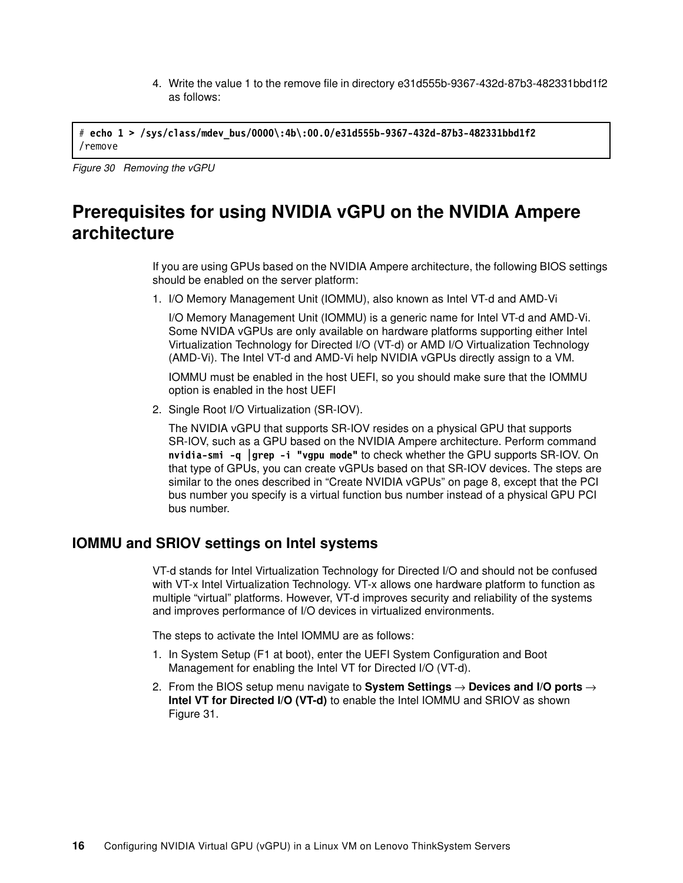4. Write the value 1 to the remove file in directory e31d555b-9367-432d-87b3-482331bbd1f2 as follows:

```
# echo 1 > /sys/class/mdev_bus/0000\:4b\:00.0/e31d555b-9367-432d-87b3-482331bbd1f2
/remove
```

*Figure 30 Removing the vGPU*

# Prerequisites for using NVIDIA vGPU on the NVIDIA Ampere architecture

If you are using GPUs based on the NVIDIA Ampere architecture, the following BIOS settings should be enabled on the server platform:

1. I/O Memory Management Unit (IOMMU), also known as Intel VT-d and AMD-Vi

   I/O Memory Management Unit (IOMMU) is a generic name for Intel VT-d and AMD-Vi. Some NVIDA vGPUs are only available on hardware platforms supporting either Intel Virtualization Technology for Directed I/O (VT-d) or AMD I/O Virtualization Technology (AMD-Vi). The Intel VT-d and AMD-Vi help NVIDIA vGPUs directly assign to a VM.

   IOMMU must be enabled in the host UEFI, so you should make sure that the IOMMU option is enabled in the host UEFI

2. Single Root I/O Virtualization (SR-IOV).

   The NVIDIA vGPU that supports SR-IOV resides on a physical GPU that supports SR-IOV, such as a GPU based on the NVIDIA Ampere architecture. Perform command **nvidia-smi -q |grep -i "vgpu mode"** to check whether the GPU supports SR-IOV. On that type of GPUs, you can create vGPUs based on that SR-IOV devices. The steps are similar to the ones described in "Create NVIDIA vGPUs" on page 8, except that the PCI bus number you specify is a virtual function bus number instead of a physical GPU PCI bus number.

## IOMMU and SRIOV settings on Intel systems

VT-d stands for Intel Virtualization Technology for Directed I/O and should not be confused with VT-x Intel Virtualization Technology. VT-x allows one hardware platform to function as multiple "virtual" platforms. However, VT-d improves security and reliability of the systems and improves performance of I/O devices in virtualized environments.

The steps to activate the Intel IOMMU are as follows:

1. In System Setup (F1 at boot), enter the UEFI System Configuration and Boot Management for enabling the Intel VT for Directed I/O (VT-d).
2. From the BIOS setup menu navigate to **System Settings** → **Devices and I/O ports** → **Intel VT for Directed I/O (VT-d)** to enable the Intel IOMMU and SRIOV as shown Figure 31.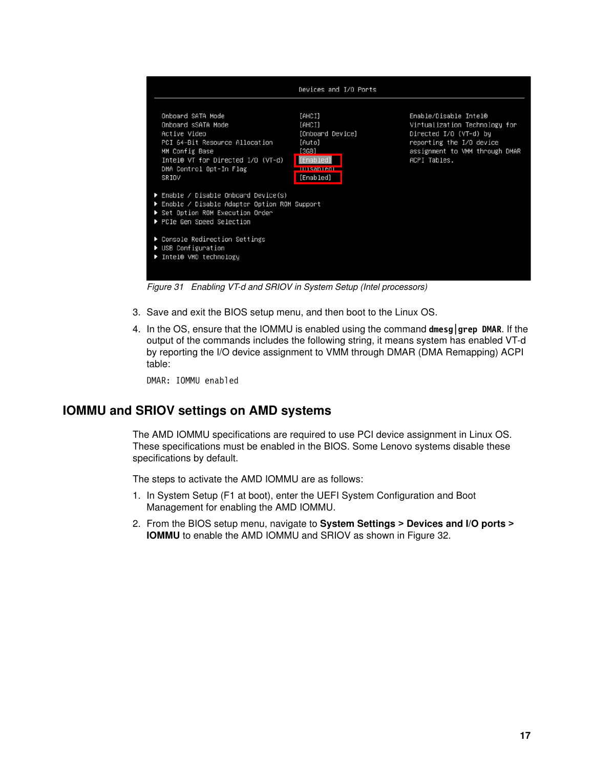Figure 31 Enabling VT-d and SRIOV in System Setup (Intel processors)

3. Save and exit the BIOS setup menu, and then boot to the Linux OS.
4. In the OS, ensure that the IOMMU is enabled using the command **dmesg|grep DMAR**. If the output of the commands includes the following string, it means system has enabled VT-d by reporting the I/O device assignment to VMM through DMAR (DMA Remapping) ACPI table:

```
DMAR: IOMMU enabled
```

## IOMMU and SRIOV settings on AMD systems

The AMD IOMMU specifications are required to use PCI device assignment in Linux OS. These specifications must be enabled in the BIOS. Some Lenovo systems disable these specifications by default.

The steps to activate the AMD IOMMU are as follows:

1. In System Setup (F1 at boot), enter the UEFI System Configuration and Boot Management for enabling the AMD IOMMU.
2. From the BIOS setup menu, navigate to **System Settings > Devices and I/O ports > IOMMU** to enable the AMD IOMMU and SRIOV as shown in Figure 32.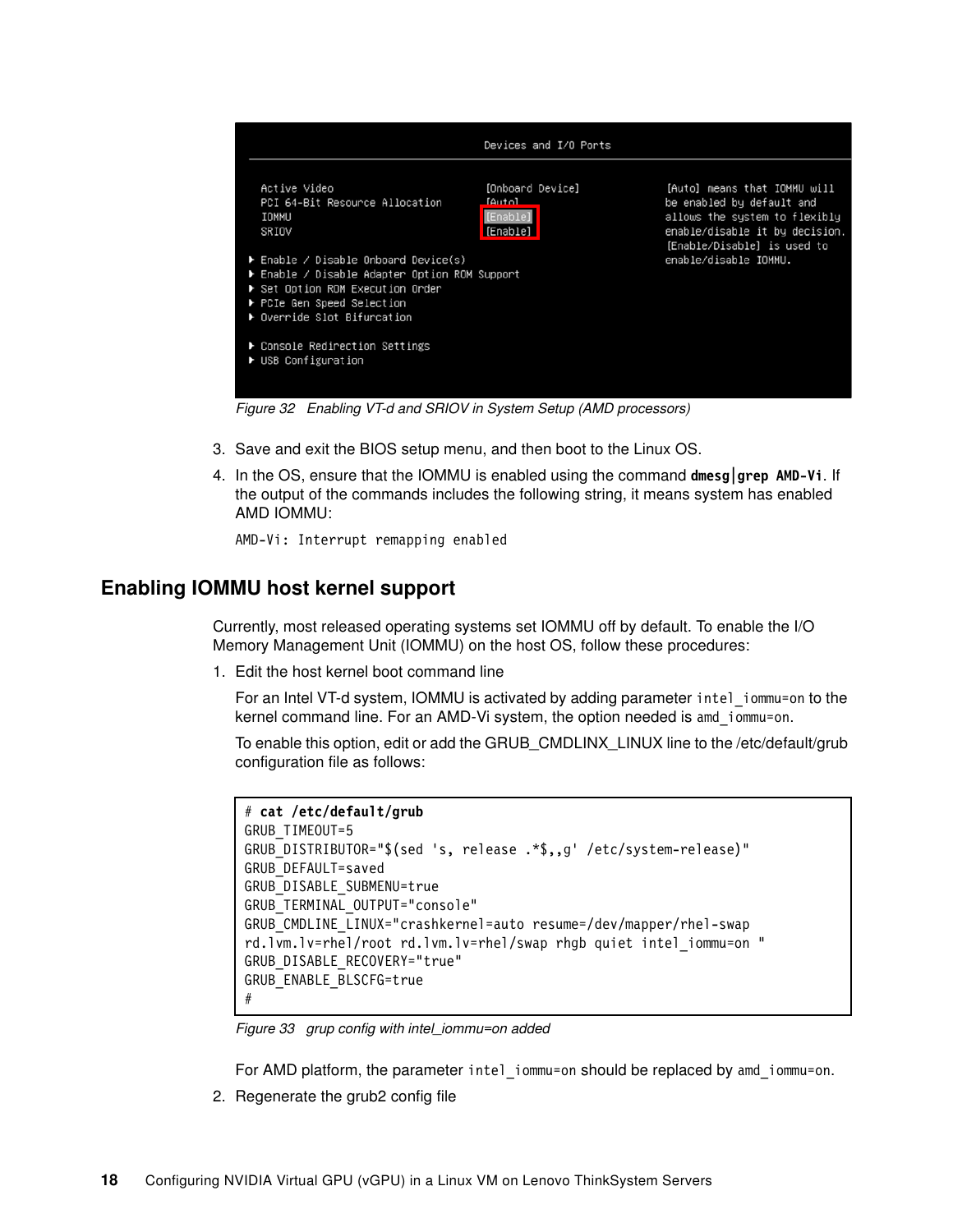Figure 32   Enabling VT-d and SRIOV in System Setup (AMD processors)

3. Save and exit the BIOS setup menu, and then boot to the Linux OS.
4. In the OS, ensure that the IOMMU is enabled using the command **dmesg|grep AMD-Vi**. If the output of the commands includes the following string, it means system has enabled AMD IOMMU:

   ```
   AMD-Vi: Interrupt remapping enabled
   ```

## Enabling IOMMU host kernel support

Currently, most released operating systems set IOMMU off by default. To enable the I/O Memory Management Unit (IOMMU) on the host OS, follow these procedures:

1. Edit the host kernel boot command line

   For an Intel VT-d system, IOMMU is activated by adding parameter `intel_iommu=on` to the kernel command line. For an AMD-Vi system, the option needed is `amd_iommu=on`.

   To enable this option, edit or add the GRUB_CMDLINX_LINUX line to the /etc/default/grub configuration file as follows:

   ```
   # cat /etc/default/grub
   GRUB_TIMEOUT=5
   GRUB_DISTRIBUTOR="$(sed 's, release .*$,,g' /etc/system-release)"
   GRUB_DEFAULT=saved
   GRUB_DISABLE_SUBMENU=true
   GRUB_TERMINAL_OUTPUT="console"
   GRUB_CMDLINE_LINUX="crashkernel=auto resume=/dev/mapper/rhel-swap
   rd.lvm.lv=rhel/root rd.lvm.lv=rhel/swap rhgb quiet intel_iommu=on "
   GRUB_DISABLE_RECOVERY="true"
   GRUB_ENABLE_BLSCFG=true
   #
   ```

   Figure 33   grup config with intel_iommu=on added

   For AMD platform, the parameter `intel_iommu=on` should be replaced by `amd_iommu=on`.

2. Regenerate the grub2 config file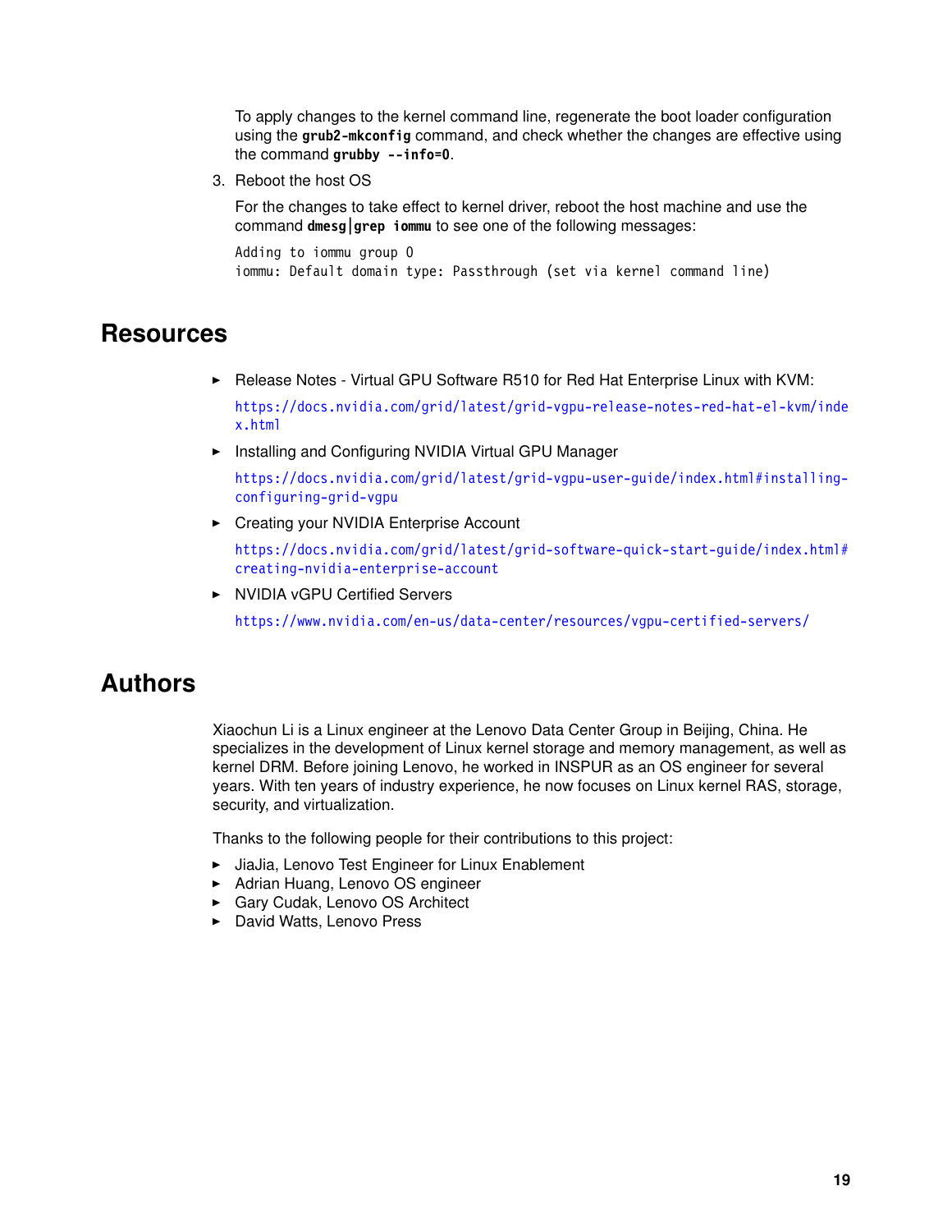To apply changes to the kernel command line, regenerate the boot loader configuration using the **grub2-mkconfig** command, and check whether the changes are effective using the command **grubby --info=0**.

3. Reboot the host OS

   For the changes to take effect to kernel driver, reboot the host machine and use the command **dmesg|grep iommu** to see one of the following messages:

   ```
   Adding to iommu group 0
   iommu: Default domain type: Passthrough (set via kernel command line)
   ```

## Resources

- Release Notes - Virtual GPU Software R510 for Red Hat Enterprise Linux with KVM:

  https://docs.nvidia.com/grid/latest/grid-vgpu-release-notes-red-hat-el-kvm/index.html

- Installing and Configuring NVIDIA Virtual GPU Manager

  https://docs.nvidia.com/grid/latest/grid-vgpu-user-guide/index.html#installing-configuring-grid-vgpu

- Creating your NVIDIA Enterprise Account

  https://docs.nvidia.com/grid/latest/grid-software-quick-start-guide/index.html#creating-nvidia-enterprise-account

- NVIDIA vGPU Certified Servers

  https://www.nvidia.com/en-us/data-center/resources/vgpu-certified-servers/

## Authors

Xiaochun Li is a Linux engineer at the Lenovo Data Center Group in Beijing, China. He specializes in the development of Linux kernel storage and memory management, as well as kernel DRM. Before joining Lenovo, he worked in INSPUR as an OS engineer for several years. With ten years of industry experience, he now focuses on Linux kernel RAS, storage, security, and virtualization.

Thanks to the following people for their contributions to this project:

- JiaJia, Lenovo Test Engineer for Linux Enablement
- Adrian Huang, Lenovo OS engineer
- Gary Cudak, Lenovo OS Architect
- David Watts, Lenovo Press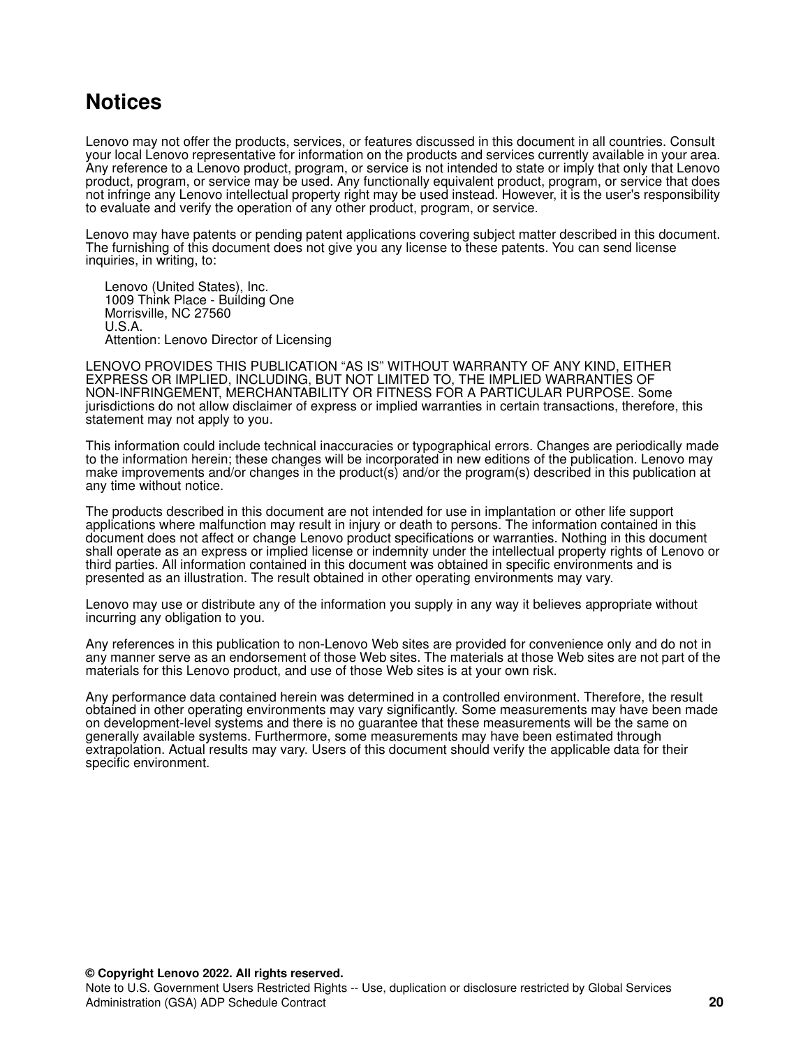# Notices

Lenovo may not offer the products, services, or features discussed in this document in all countries. Consult your local Lenovo representative for information on the products and services currently available in your area. Any reference to a Lenovo product, program, or service is not intended to state or imply that only that Lenovo product, program, or service may be used. Any functionally equivalent product, program, or service that does not infringe any Lenovo intellectual property right may be used instead. However, it is the user's responsibility to evaluate and verify the operation of any other product, program, or service.

Lenovo may have patents or pending patent applications covering subject matter described in this document. The furnishing of this document does not give you any license to these patents. You can send license inquiries, in writing, to:

Lenovo (United States), Inc.
1009 Think Place - Building One
Morrisville, NC 27560
U.S.A.
Attention: Lenovo Director of Licensing

LENOVO PROVIDES THIS PUBLICATION “AS IS” WITHOUT WARRANTY OF ANY KIND, EITHER EXPRESS OR IMPLIED, INCLUDING, BUT NOT LIMITED TO, THE IMPLIED WARRANTIES OF NON-INFRINGEMENT, MERCHANTABILITY OR FITNESS FOR A PARTICULAR PURPOSE. Some jurisdictions do not allow disclaimer of express or implied warranties in certain transactions, therefore, this statement may not apply to you.

This information could include technical inaccuracies or typographical errors. Changes are periodically made to the information herein; these changes will be incorporated in new editions of the publication. Lenovo may make improvements and/or changes in the product(s) and/or the program(s) described in this publication at any time without notice.

The products described in this document are not intended for use in implantation or other life support applications where malfunction may result in injury or death to persons. The information contained in this document does not affect or change Lenovo product specifications or warranties. Nothing in this document shall operate as an express or implied license or indemnity under the intellectual property rights of Lenovo or third parties. All information contained in this document was obtained in specific environments and is presented as an illustration. The result obtained in other operating environments may vary.

Lenovo may use or distribute any of the information you supply in any way it believes appropriate without incurring any obligation to you.

Any references in this publication to non-Lenovo Web sites are provided for convenience only and do not in any manner serve as an endorsement of those Web sites. The materials at those Web sites are not part of the materials for this Lenovo product, and use of those Web sites is at your own risk.

Any performance data contained herein was determined in a controlled environment. Therefore, the result obtained in other operating environments may vary significantly. Some measurements may have been made on development-level systems and there is no guarantee that these measurements will be the same on generally available systems. Furthermore, some measurements may have been estimated through extrapolation. Actual results may vary. Users of this document should verify the applicable data for their specific environment.

**© Copyright Lenovo 2022. All rights reserved.**
Note to U.S. Government Users Restricted Rights -- Use, duplication or disclosure restricted by Global Services Administration (GSA) ADP Schedule Contract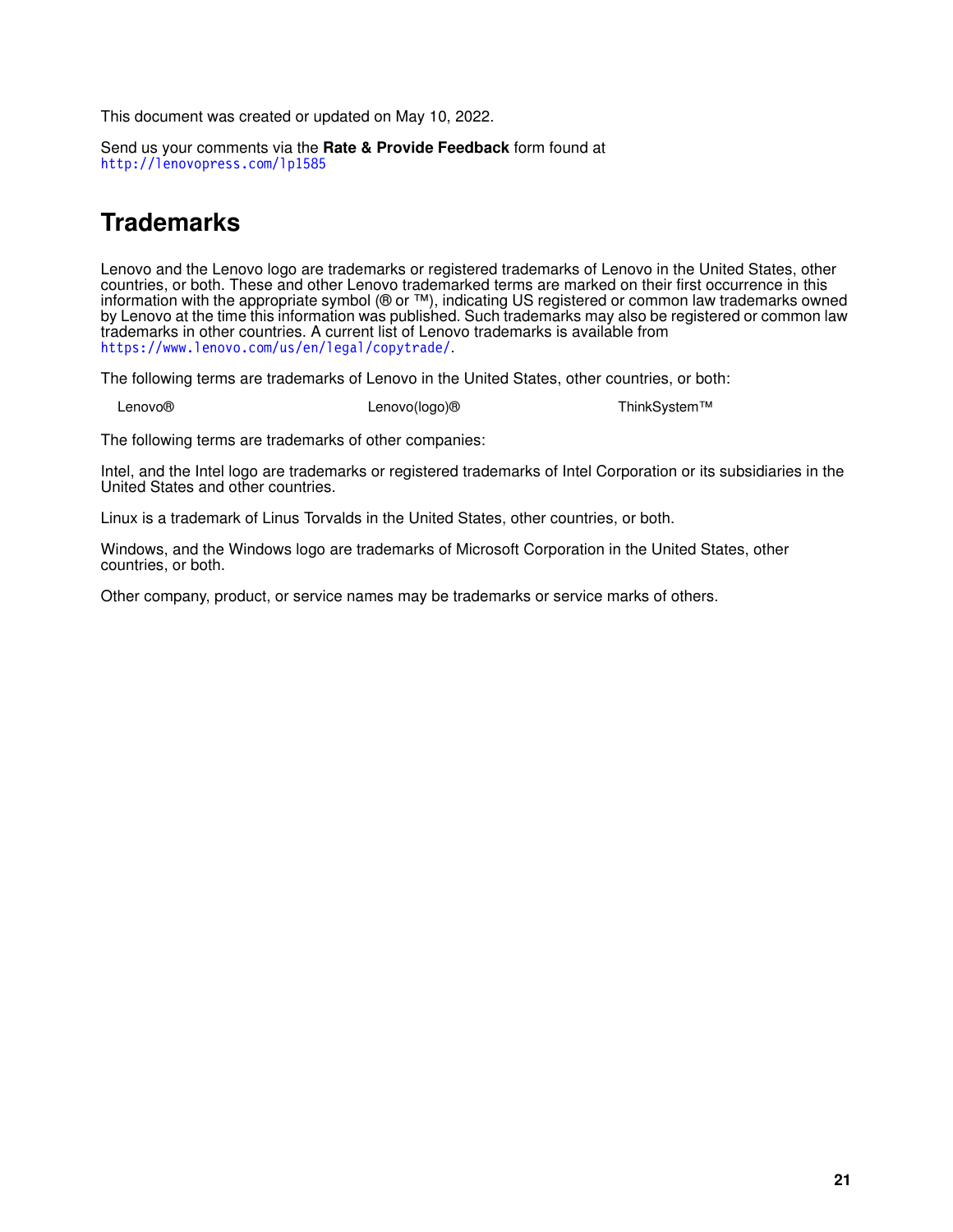This document was created or updated on May 10, 2022.

Send us your comments via the **Rate & Provide Feedback** form found at
http://lenovopress.com/lp1585

## Trademarks

Lenovo and the Lenovo logo are trademarks or registered trademarks of Lenovo in the United States, other countries, or both. These and other Lenovo trademarked terms are marked on their first occurrence in this information with the appropriate symbol (® or ™), indicating US registered or common law trademarks owned by Lenovo at the time this information was published. Such trademarks may also be registered or common law trademarks in other countries. A current list of Lenovo trademarks is available from https://www.lenovo.com/us/en/legal/copytrade/.

The following terms are trademarks of Lenovo in the United States, other countries, or both:

| | | |
|---|---|---|
| Lenovo® | Lenovo(logo)® | ThinkSystem™ |

The following terms are trademarks of other companies:

Intel, and the Intel logo are trademarks or registered trademarks of Intel Corporation or its subsidiaries in the United States and other countries.

Linux is a trademark of Linus Torvalds in the United States, other countries, or both.

Windows, and the Windows logo are trademarks of Microsoft Corporation in the United States, other countries, or both.

Other company, product, or service names may be trademarks or service marks of others.